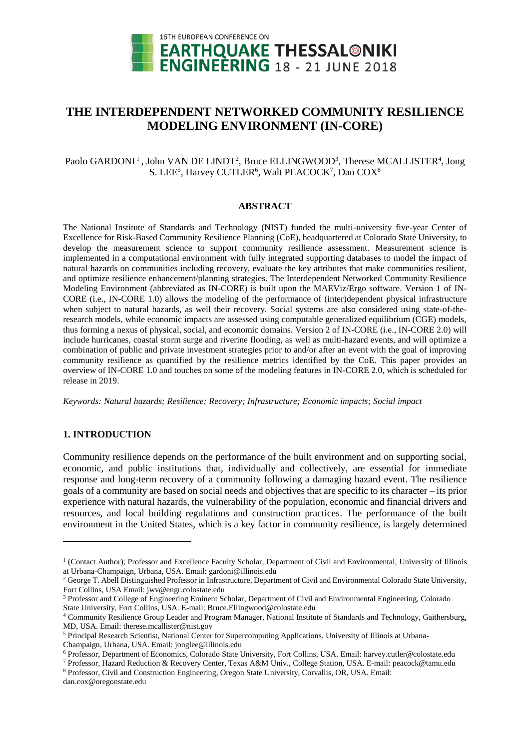# THE INTERDEPENDENT NETWORKED COMMUNITY RESILIENCE MODELING ENVIRONMENT (IN-CORE)

Paolo GARDONI[1], John VAN DE LINDT[2], Bruce ELLINGWOOD[3], Therese MCALLISTER[4], Jong S. LEE[5], Harvey CUTLER[6], Walt PEACOCK[7], Dan COX[8]

## ABSTRACT

The National Institute of Standards and Technology (NIST) funded the multi-university five-year Center of Excellence for Risk-Based Community Resilience Planning (CoE), headquartered at Colorado State University, to develop the measurement science to support community resilience assessment. Measurement science is implemented in a computational environment with fully integrated supporting databases to model the impact of natural hazards on communities including recovery, evaluate the key attributes that make communities resilient, and optimize resilience enhancement/planning strategies. The Interdependent Networked Community Resilience Modeling Environment (abbreviated as IN-CORE) is built upon the MAEViz/Ergo software. Version 1 of IN-CORE (i.e., IN-CORE 1.0) allows the modeling of the performance of (inter)dependent physical infrastructure when subject to natural hazards, as well their recovery. Social systems are also considered using state-of-the-research models, while economic impacts are assessed using computable generalized equilibrium (CGE) models, thus forming a nexus of physical, social, and economic domains. Version 2 of IN-CORE (i.e., IN-CORE 2.0) will include hurricanes, coastal storm surge and riverine flooding, as well as multi-hazard events, and will optimize a combination of public and private investment strategies prior to and/or after an event with the goal of improving community resilience as quantified by the resilience metrics identified by the CoE. This paper provides an overview of IN-CORE 1.0 and touches on some of the modeling features in IN-CORE 2.0, which is scheduled for release in 2019.

*Keywords: Natural hazards; Resilience; Recovery; Infrastructure; Economic impacts; Social impact*

## 1. INTRODUCTION

Community resilience depends on the performance of the built environment and on supporting social, economic, and public institutions that, individually and collectively, are essential for immediate response and long-term recovery of a community following a damaging hazard event. The resilience goals of a community are based on social needs and objectives that are specific to its character – its prior experience with natural hazards, the vulnerability of the population, economic and financial drivers and resources, and local building regulations and construction practices. The performance of the built environment in the United States, which is a key factor in community resilience, is largely determined

---

[1] (Contact Author); Professor and Excellence Faculty Scholar, Department of Civil and Environmental, University of Illinois at Urbana-Champaign, Urbana, USA. Email: gardoni@illinois.edu

[2] George T. Abell Distinguished Professor in Infrastructure, Department of Civil and Environmental Colorado State University, Fort Collins, USA Email: jwv@engr.colostate.edu

[3] Professor and College of Engineering Eminent Scholar, Department of Civil and Environmental Engineering, Colorado State University, Fort Collins, USA. E-mail: Bruce.Ellingwood@colostate.edu

[4] Community Resilience Group Leader and Program Manager, National Institute of Standards and Technology, Gaithersburg, MD, USA. Email: therese.mcallister@nist.gov

[5] Principal Research Scientist, National Center for Supercomputing Applications, University of Illinois at Urbana-Champaign, Urbana, USA. Email: jonglee@illinois.edu

[6] Professor, Department of Economics, Colorado State University, Fort Collins, USA. Email: harvey.cutler@colostate.edu

[7] Professor, Hazard Reduction & Recovery Center, Texas A&M Univ., College Station, USA. E-mail: peacock@tamu.edu

[8] Professor, Civil and Construction Engineering, Oregon State University, Corvallis, OR, USA. Email: dan.cox@oregonstate.edu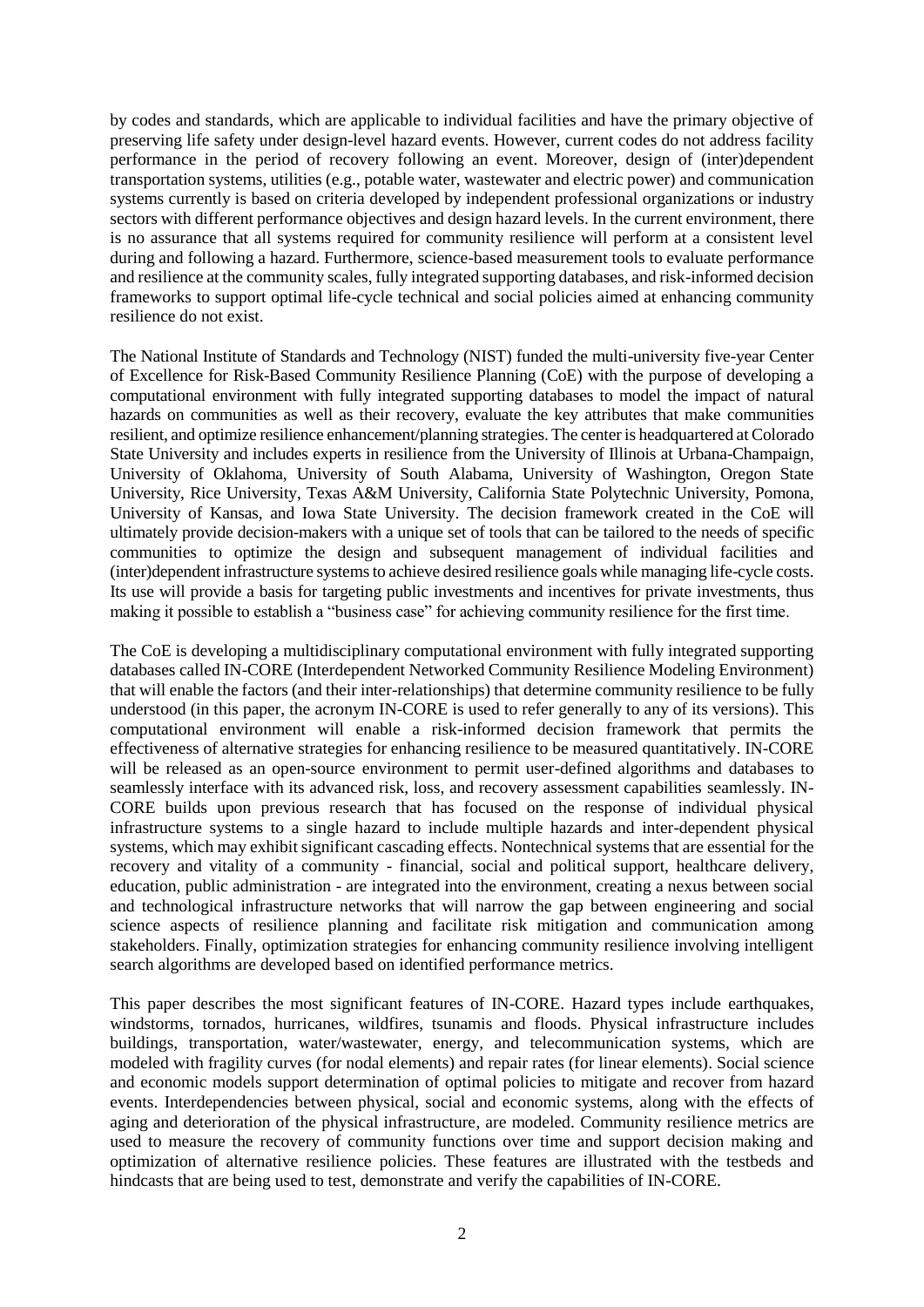by codes and standards, which are applicable to individual facilities and have the primary objective of preserving life safety under design-level hazard events. However, current codes do not address facility performance in the period of recovery following an event. Moreover, design of (inter)dependent transportation systems, utilities (e.g., potable water, wastewater and electric power) and communication systems currently is based on criteria developed by independent professional organizations or industry sectors with different performance objectives and design hazard levels. In the current environment, there is no assurance that all systems required for community resilience will perform at a consistent level during and following a hazard. Furthermore, science-based measurement tools to evaluate performance and resilience at the community scales, fully integrated supporting databases, and risk-informed decision frameworks to support optimal life-cycle technical and social policies aimed at enhancing community resilience do not exist.

The National Institute of Standards and Technology (NIST) funded the multi-university five-year Center of Excellence for Risk-Based Community Resilience Planning (CoE) with the purpose of developing a computational environment with fully integrated supporting databases to model the impact of natural hazards on communities as well as their recovery, evaluate the key attributes that make communities resilient, and optimize resilience enhancement/planning strategies. The center is headquartered at Colorado State University and includes experts in resilience from the University of Illinois at Urbana-Champaign, University of Oklahoma, University of South Alabama, University of Washington, Oregon State University, Rice University, Texas A&M University, California State Polytechnic University, Pomona, University of Kansas, and Iowa State University. The decision framework created in the CoE will ultimately provide decision-makers with a unique set of tools that can be tailored to the needs of specific communities to optimize the design and subsequent management of individual facilities and (inter)dependent infrastructure systems to achieve desired resilience goals while managing life-cycle costs. Its use will provide a basis for targeting public investments and incentives for private investments, thus making it possible to establish a "business case" for achieving community resilience for the first time.

The CoE is developing a multidisciplinary computational environment with fully integrated supporting databases called IN-CORE (Interdependent Networked Community Resilience Modeling Environment) that will enable the factors (and their inter-relationships) that determine community resilience to be fully understood (in this paper, the acronym IN-CORE is used to refer generally to any of its versions). This computational environment will enable a risk-informed decision framework that permits the effectiveness of alternative strategies for enhancing resilience to be measured quantitatively. IN-CORE will be released as an open-source environment to permit user-defined algorithms and databases to seamlessly interface with its advanced risk, loss, and recovery assessment capabilities seamlessly. IN-CORE builds upon previous research that has focused on the response of individual physical infrastructure systems to a single hazard to include multiple hazards and inter-dependent physical systems, which may exhibit significant cascading effects. Nontechnical systems that are essential for the recovery and vitality of a community - financial, social and political support, healthcare delivery, education, public administration - are integrated into the environment, creating a nexus between social and technological infrastructure networks that will narrow the gap between engineering and social science aspects of resilience planning and facilitate risk mitigation and communication among stakeholders. Finally, optimization strategies for enhancing community resilience involving intelligent search algorithms are developed based on identified performance metrics.

This paper describes the most significant features of IN-CORE. Hazard types include earthquakes, windstorms, tornados, hurricanes, wildfires, tsunamis and floods. Physical infrastructure includes buildings, transportation, water/wastewater, energy, and telecommunication systems, which are modeled with fragility curves (for nodal elements) and repair rates (for linear elements). Social science and economic models support determination of optimal policies to mitigate and recover from hazard events. Interdependencies between physical, social and economic systems, along with the effects of aging and deterioration of the physical infrastructure, are modeled. Community resilience metrics are used to measure the recovery of community functions over time and support decision making and optimization of alternative resilience policies. These features are illustrated with the testbeds and hindcasts that are being used to test, demonstrate and verify the capabilities of IN-CORE.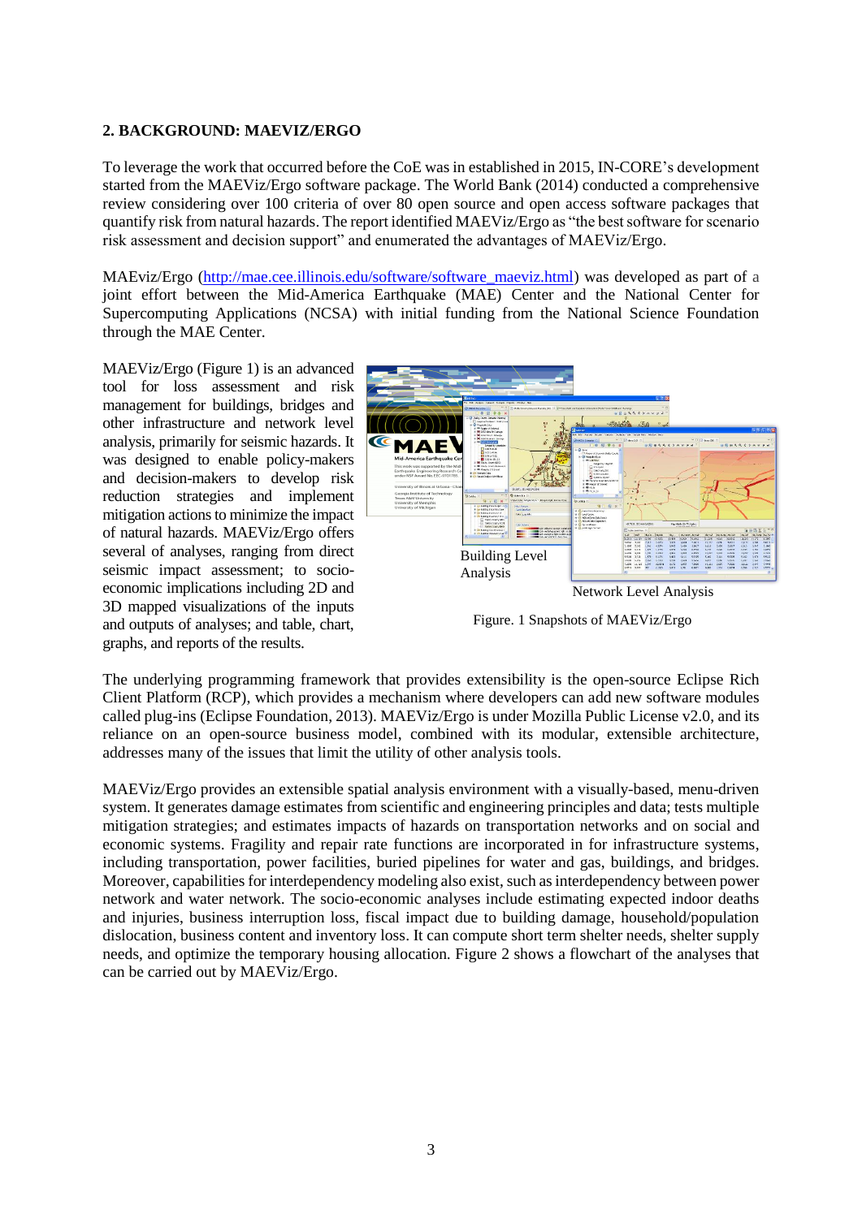## 2. BACKGROUND: MAEVIZ/ERGO

To leverage the work that occurred before the CoE was in established in 2015, IN-CORE's development started from the MAEViz/Ergo software package. The World Bank (2014) conducted a comprehensive review considering over 100 criteria of over 80 open source and open access software packages that quantify risk from natural hazards. The report identified MAEViz/Ergo as "the best software for scenario risk assessment and decision support" and enumerated the advantages of MAEViz/Ergo.

MAEviz/Ergo (http://mae.cee.illinois.edu/software/software_maeviz.html) was developed as part of a joint effort between the Mid-America Earthquake (MAE) Center and the National Center for Supercomputing Applications (NCSA) with initial funding from the National Science Foundation through the MAE Center.

MAEViz/Ergo (Figure 1) is an advanced tool for loss assessment and risk management for buildings, bridges and other infrastructure and network level analysis, primarily for seismic hazards. It was designed to enable policy-makers and decision-makers to develop risk reduction strategies and implement mitigation actions to minimize the impact of natural hazards. MAEViz/Ergo offers several of analyses, ranging from direct seismic impact assessment; to socio-economic implications including 2D and 3D mapped visualizations of the inputs and outputs of analyses; and table, chart, graphs, and reports of the results.

Building Level Analysis

Network Level Analysis

Figure. 1 Snapshots of MAEViz/Ergo

The underlying programming framework that provides extensibility is the open-source Eclipse Rich Client Platform (RCP), which provides a mechanism where developers can add new software modules called plug-ins (Eclipse Foundation, 2013). MAEViz/Ergo is under Mozilla Public License v2.0, and its reliance on an open-source business model, combined with its modular, extensible architecture, addresses many of the issues that limit the utility of other analysis tools.

MAEViz/Ergo provides an extensible spatial analysis environment with a visually-based, menu-driven system. It generates damage estimates from scientific and engineering principles and data; tests multiple mitigation strategies; and estimates impacts of hazards on transportation networks and on social and economic systems. Fragility and repair rate functions are incorporated in for infrastructure systems, including transportation, power facilities, buried pipelines for water and gas, buildings, and bridges. Moreover, capabilities for interdependency modeling also exist, such as interdependency between power network and water network. The socio-economic analyses include estimating expected indoor deaths and injuries, business interruption loss, fiscal impact due to building damage, household/population dislocation, business content and inventory loss. It can compute short term shelter needs, shelter supply needs, and optimize the temporary housing allocation. Figure 2 shows a flowchart of the analyses that can be carried out by MAEViz/Ergo.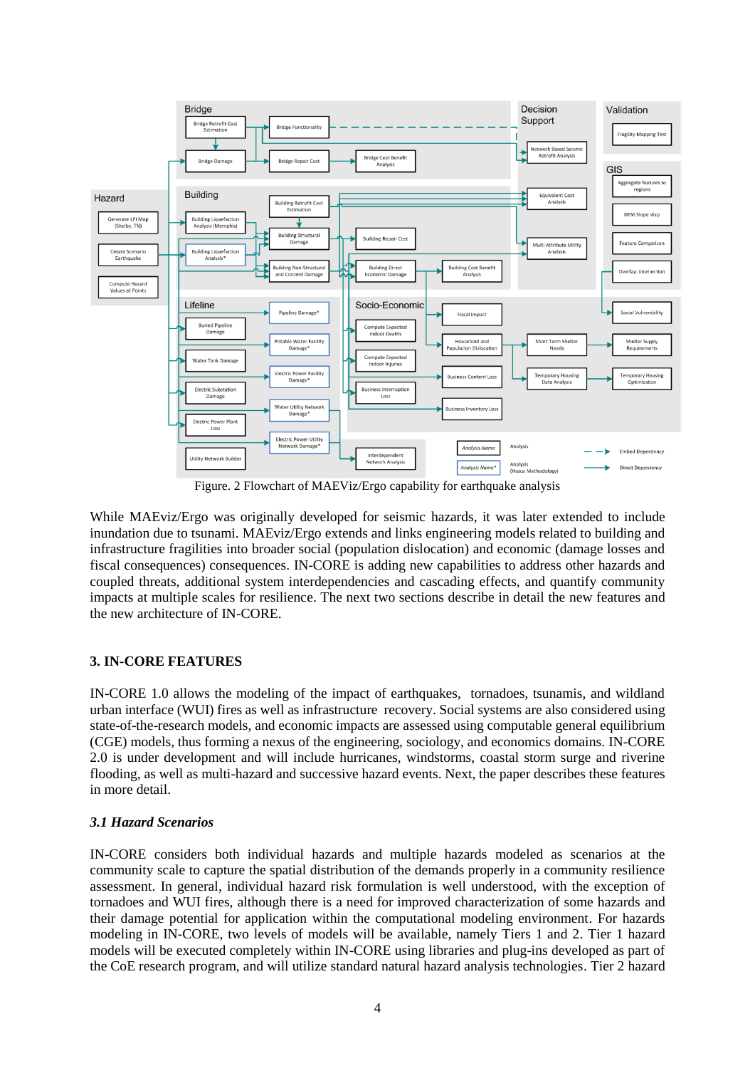Figure. 2 Flowchart of MAEViz/Ergo capability for earthquake analysis

While MAEviz/Ergo was originally developed for seismic hazards, it was later extended to include inundation due to tsunami. MAEviz/Ergo extends and links engineering models related to building and infrastructure fragilities into broader social (population dislocation) and economic (damage losses and fiscal consequences) consequences. IN-CORE is adding new capabilities to address other hazards and coupled threats, additional system interdependencies and cascading effects, and quantify community impacts at multiple scales for resilience. The next two sections describe in detail the new features and the new architecture of IN-CORE.

## 3. IN-CORE FEATURES

IN-CORE 1.0 allows the modeling of the impact of earthquakes, tornadoes, tsunamis, and wildland urban interface (WUI) fires as well as infrastructure recovery. Social systems are also considered using state-of-the-research models, and economic impacts are assessed using computable general equilibrium (CGE) models, thus forming a nexus of the engineering, sociology, and economics domains. IN-CORE 2.0 is under development and will include hurricanes, windstorms, coastal storm surge and riverine flooding, as well as multi-hazard and successive hazard events. Next, the paper describes these features in more detail.

### *3.1 Hazard Scenarios*

IN-CORE considers both individual hazards and multiple hazards modeled as scenarios at the community scale to capture the spatial distribution of the demands properly in a community resilience assessment. In general, individual hazard risk formulation is well understood, with the exception of tornadoes and WUI fires, although there is a need for improved characterization of some hazards and their damage potential for application within the computational modeling environment. For hazards modeling in IN-CORE, two levels of models will be available, namely Tiers 1 and 2. Tier 1 hazard models will be executed completely within IN-CORE using libraries and plug-ins developed as part of the CoE research program, and will utilize standard natural hazard analysis technologies. Tier 2 hazard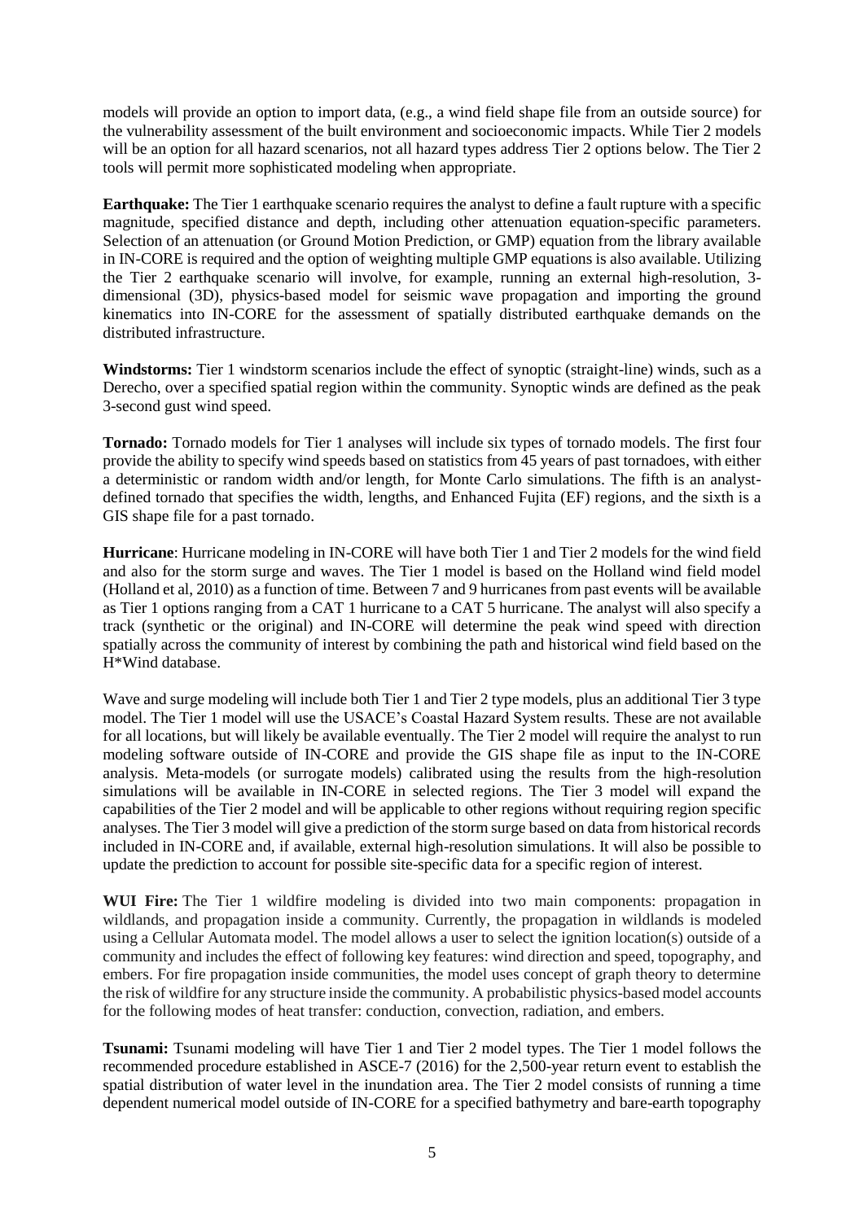models will provide an option to import data, (e.g., a wind field shape file from an outside source) for the vulnerability assessment of the built environment and socioeconomic impacts. While Tier 2 models will be an option for all hazard scenarios, not all hazard types address Tier 2 options below. The Tier 2 tools will permit more sophisticated modeling when appropriate.

**Earthquake:** The Tier 1 earthquake scenario requires the analyst to define a fault rupture with a specific magnitude, specified distance and depth, including other attenuation equation-specific parameters. Selection of an attenuation (or Ground Motion Prediction, or GMP) equation from the library available in IN-CORE is required and the option of weighting multiple GMP equations is also available. Utilizing the Tier 2 earthquake scenario will involve, for example, running an external high-resolution, 3-dimensional (3D), physics-based model for seismic wave propagation and importing the ground kinematics into IN-CORE for the assessment of spatially distributed earthquake demands on the distributed infrastructure.

**Windstorms:** Tier 1 windstorm scenarios include the effect of synoptic (straight-line) winds, such as a Derecho, over a specified spatial region within the community. Synoptic winds are defined as the peak 3-second gust wind speed.

**Tornado:** Tornado models for Tier 1 analyses will include six types of tornado models. The first four provide the ability to specify wind speeds based on statistics from 45 years of past tornadoes, with either a deterministic or random width and/or length, for Monte Carlo simulations. The fifth is an analyst-defined tornado that specifies the width, lengths, and Enhanced Fujita (EF) regions, and the sixth is a GIS shape file for a past tornado.

**Hurricane**: Hurricane modeling in IN-CORE will have both Tier 1 and Tier 2 models for the wind field and also for the storm surge and waves. The Tier 1 model is based on the Holland wind field model (Holland et al, 2010) as a function of time. Between 7 and 9 hurricanes from past events will be available as Tier 1 options ranging from a CAT 1 hurricane to a CAT 5 hurricane. The analyst will also specify a track (synthetic or the original) and IN-CORE will determine the peak wind speed with direction spatially across the community of interest by combining the path and historical wind field based on the H*Wind database.

Wave and surge modeling will include both Tier 1 and Tier 2 type models, plus an additional Tier 3 type model. The Tier 1 model will use the USACE's Coastal Hazard System results. These are not available for all locations, but will likely be available eventually. The Tier 2 model will require the analyst to run modeling software outside of IN-CORE and provide the GIS shape file as input to the IN-CORE analysis. Meta-models (or surrogate models) calibrated using the results from the high-resolution simulations will be available in IN-CORE in selected regions. The Tier 3 model will expand the capabilities of the Tier 2 model and will be applicable to other regions without requiring region specific analyses. The Tier 3 model will give a prediction of the storm surge based on data from historical records included in IN-CORE and, if available, external high-resolution simulations. It will also be possible to update the prediction to account for possible site-specific data for a specific region of interest.

**WUI Fire:** The Tier 1 wildfire modeling is divided into two main components: propagation in wildlands, and propagation inside a community. Currently, the propagation in wildlands is modeled using a Cellular Automata model. The model allows a user to select the ignition location(s) outside of a community and includes the effect of following key features: wind direction and speed, topography, and embers. For fire propagation inside communities, the model uses concept of graph theory to determine the risk of wildfire for any structure inside the community. A probabilistic physics-based model accounts for the following modes of heat transfer: conduction, convection, radiation, and embers.

**Tsunami:** Tsunami modeling will have Tier 1 and Tier 2 model types. The Tier 1 model follows the recommended procedure established in ASCE-7 (2016) for the 2,500-year return event to establish the spatial distribution of water level in the inundation area. The Tier 2 model consists of running a time dependent numerical model outside of IN-CORE for a specified bathymetry and bare-earth topography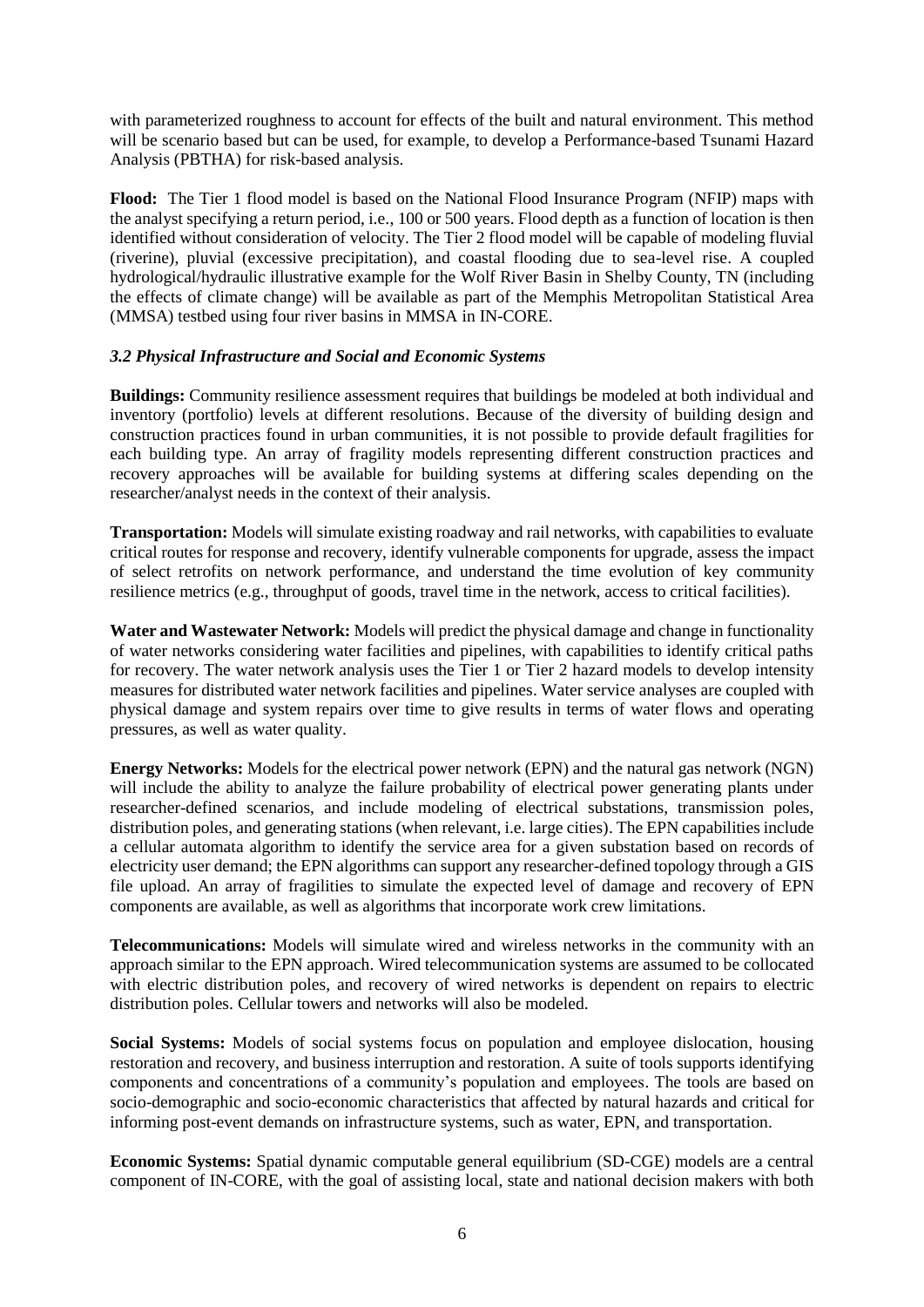with parameterized roughness to account for effects of the built and natural environment. This method will be scenario based but can be used, for example, to develop a Performance-based Tsunami Hazard Analysis (PBTHA) for risk-based analysis.

**Flood:** The Tier 1 flood model is based on the National Flood Insurance Program (NFIP) maps with the analyst specifying a return period, i.e., 100 or 500 years. Flood depth as a function of location is then identified without consideration of velocity. The Tier 2 flood model will be capable of modeling fluvial (riverine), pluvial (excessive precipitation), and coastal flooding due to sea-level rise. A coupled hydrological/hydraulic illustrative example for the Wolf River Basin in Shelby County, TN (including the effects of climate change) will be available as part of the Memphis Metropolitan Statistical Area (MMSA) testbed using four river basins in MMSA in IN-CORE.

### *3.2 Physical Infrastructure and Social and Economic Systems*

**Buildings:** Community resilience assessment requires that buildings be modeled at both individual and inventory (portfolio) levels at different resolutions. Because of the diversity of building design and construction practices found in urban communities, it is not possible to provide default fragilities for each building type. An array of fragility models representing different construction practices and recovery approaches will be available for building systems at differing scales depending on the researcher/analyst needs in the context of their analysis.

**Transportation:** Models will simulate existing roadway and rail networks, with capabilities to evaluate critical routes for response and recovery, identify vulnerable components for upgrade, assess the impact of select retrofits on network performance, and understand the time evolution of key community resilience metrics (e.g., throughput of goods, travel time in the network, access to critical facilities).

**Water and Wastewater Network:** Models will predict the physical damage and change in functionality of water networks considering water facilities and pipelines, with capabilities to identify critical paths for recovery. The water network analysis uses the Tier 1 or Tier 2 hazard models to develop intensity measures for distributed water network facilities and pipelines. Water service analyses are coupled with physical damage and system repairs over time to give results in terms of water flows and operating pressures, as well as water quality.

**Energy Networks:** Models for the electrical power network (EPN) and the natural gas network (NGN) will include the ability to analyze the failure probability of electrical power generating plants under researcher-defined scenarios, and include modeling of electrical substations, transmission poles, distribution poles, and generating stations (when relevant, i.e. large cities). The EPN capabilities include a cellular automata algorithm to identify the service area for a given substation based on records of electricity user demand; the EPN algorithms can support any researcher-defined topology through a GIS file upload. An array of fragilities to simulate the expected level of damage and recovery of EPN components are available, as well as algorithms that incorporate work crew limitations.

**Telecommunications:** Models will simulate wired and wireless networks in the community with an approach similar to the EPN approach. Wired telecommunication systems are assumed to be collocated with electric distribution poles, and recovery of wired networks is dependent on repairs to electric distribution poles. Cellular towers and networks will also be modeled.

**Social Systems:** Models of social systems focus on population and employee dislocation, housing restoration and recovery, and business interruption and restoration. A suite of tools supports identifying components and concentrations of a community's population and employees. The tools are based on socio-demographic and socio-economic characteristics that affected by natural hazards and critical for informing post-event demands on infrastructure systems, such as water, EPN, and transportation.

**Economic Systems:** Spatial dynamic computable general equilibrium (SD-CGE) models are a central component of IN-CORE, with the goal of assisting local, state and national decision makers with both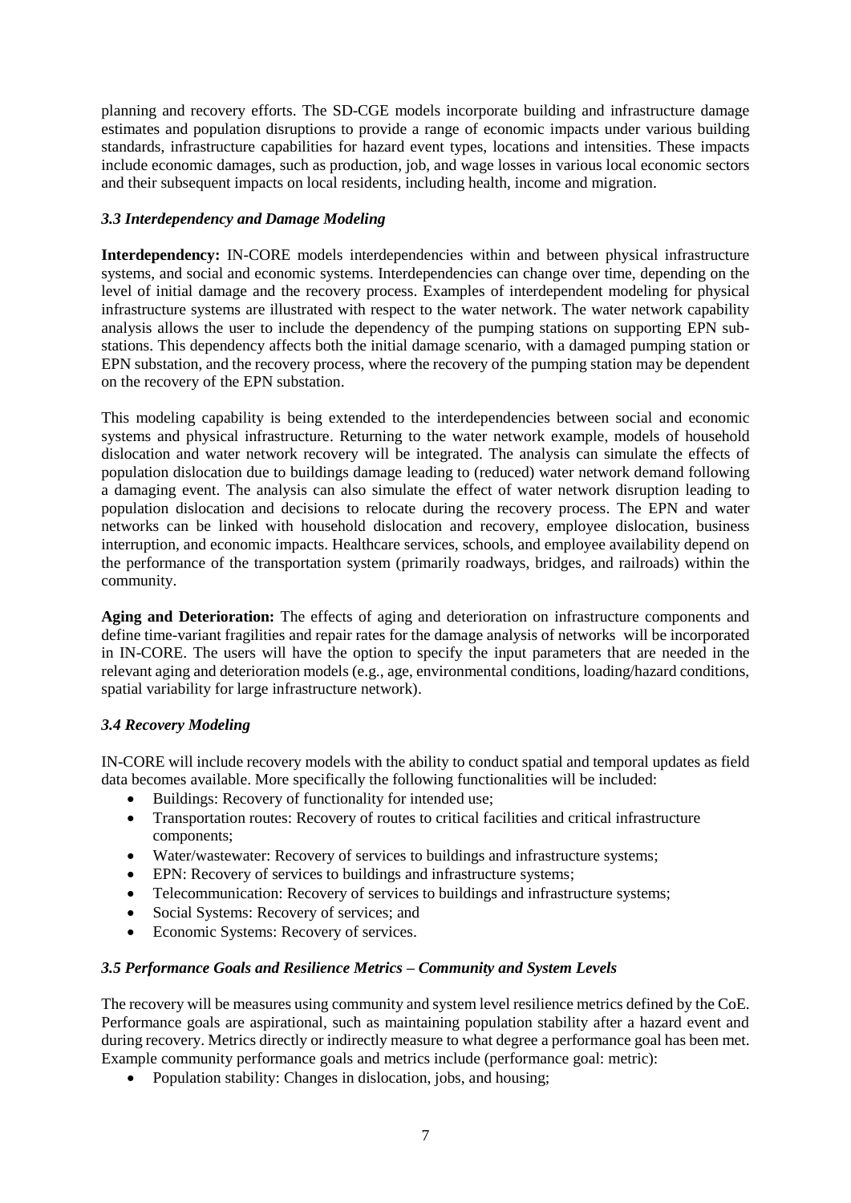planning and recovery efforts. The SD-CGE models incorporate building and infrastructure damage estimates and population disruptions to provide a range of economic impacts under various building standards, infrastructure capabilities for hazard event types, locations and intensities. These impacts include economic damages, such as production, job, and wage losses in various local economic sectors and their subsequent impacts on local residents, including health, income and migration.

### *3.3 Interdependency and Damage Modeling*

**Interdependency:** IN-CORE models interdependencies within and between physical infrastructure systems, and social and economic systems. Interdependencies can change over time, depending on the level of initial damage and the recovery process. Examples of interdependent modeling for physical infrastructure systems are illustrated with respect to the water network. The water network capability analysis allows the user to include the dependency of the pumping stations on supporting EPN sub-stations. This dependency affects both the initial damage scenario, with a damaged pumping station or EPN substation, and the recovery process, where the recovery of the pumping station may be dependent on the recovery of the EPN substation.

This modeling capability is being extended to the interdependencies between social and economic systems and physical infrastructure. Returning to the water network example, models of household dislocation and water network recovery will be integrated. The analysis can simulate the effects of population dislocation due to buildings damage leading to (reduced) water network demand following a damaging event. The analysis can also simulate the effect of water network disruption leading to population dislocation and decisions to relocate during the recovery process. The EPN and water networks can be linked with household dislocation and recovery, employee dislocation, business interruption, and economic impacts. Healthcare services, schools, and employee availability depend on the performance of the transportation system (primarily roadways, bridges, and railroads) within the community.

**Aging and Deterioration:** The effects of aging and deterioration on infrastructure components and define time-variant fragilities and repair rates for the damage analysis of networks will be incorporated in IN-CORE. The users will have the option to specify the input parameters that are needed in the relevant aging and deterioration models (e.g., age, environmental conditions, loading/hazard conditions, spatial variability for large infrastructure network).

### *3.4 Recovery Modeling*

IN-CORE will include recovery models with the ability to conduct spatial and temporal updates as field data becomes available. More specifically the following functionalities will be included:

- Buildings: Recovery of functionality for intended use;
- Transportation routes: Recovery of routes to critical facilities and critical infrastructure components;
- Water/wastewater: Recovery of services to buildings and infrastructure systems;
- EPN: Recovery of services to buildings and infrastructure systems;
- Telecommunication: Recovery of services to buildings and infrastructure systems;
- Social Systems: Recovery of services; and
- Economic Systems: Recovery of services.

### *3.5 Performance Goals and Resilience Metrics – Community and System Levels*

The recovery will be measures using community and system level resilience metrics defined by the CoE. Performance goals are aspirational, such as maintaining population stability after a hazard event and during recovery. Metrics directly or indirectly measure to what degree a performance goal has been met. Example community performance goals and metrics include (performance goal: metric):

- Population stability: Changes in dislocation, jobs, and housing;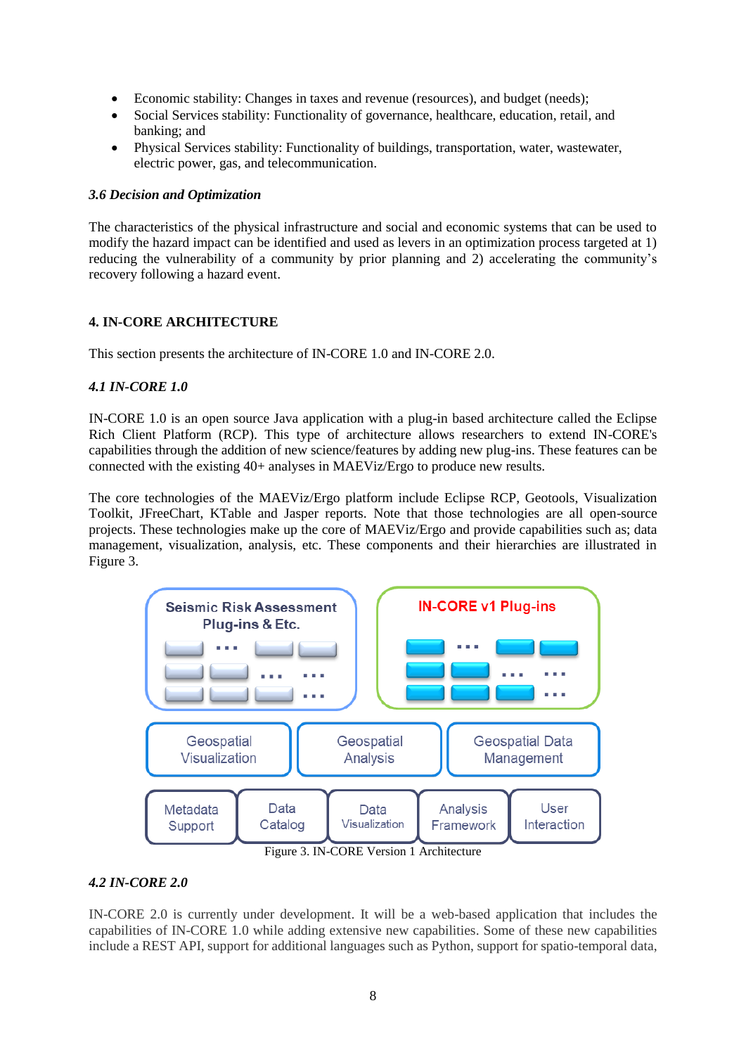- Economic stability: Changes in taxes and revenue (resources), and budget (needs);
- Social Services stability: Functionality of governance, healthcare, education, retail, and banking; and
- Physical Services stability: Functionality of buildings, transportation, water, wastewater, electric power, gas, and telecommunication.

### *3.6 Decision and Optimization*

The characteristics of the physical infrastructure and social and economic systems that can be used to modify the hazard impact can be identified and used as levers in an optimization process targeted at 1) reducing the vulnerability of a community by prior planning and 2) accelerating the community's recovery following a hazard event.

## 4. IN-CORE ARCHITECTURE

This section presents the architecture of IN-CORE 1.0 and IN-CORE 2.0.

### *4.1 IN-CORE 1.0*

IN-CORE 1.0 is an open source Java application with a plug-in based architecture called the Eclipse Rich Client Platform (RCP). This type of architecture allows researchers to extend IN-CORE's capabilities through the addition of new science/features by adding new plug-ins. These features can be connected with the existing 40+ analyses in MAEViz/Ergo to produce new results.

The core technologies of the MAEViz/Ergo platform include Eclipse RCP, Geotools, Visualization Toolkit, JFreeChart, KTable and Jasper reports. Note that those technologies are all open-source projects. These technologies make up the core of MAEViz/Ergo and provide capabilities such as; data management, visualization, analysis, etc. These components and their hierarchies are illustrated in Figure 3.

Seismic Risk Assessment Plug-ins & Etc.

IN-CORE v1 Plug-ins

Geospatial Visualization | Geospatial Analysis | Geospatial Data Management

Metadata Support | Data Catalog | Data Visualization | Analysis Framework | User Interaction

Figure 3. IN-CORE Version 1 Architecture

### *4.2 IN-CORE 2.0*

IN-CORE 2.0 is currently under development. It will be a web-based application that includes the capabilities of IN-CORE 1.0 while adding extensive new capabilities. Some of these new capabilities include a REST API, support for additional languages such as Python, support for spatio-temporal data,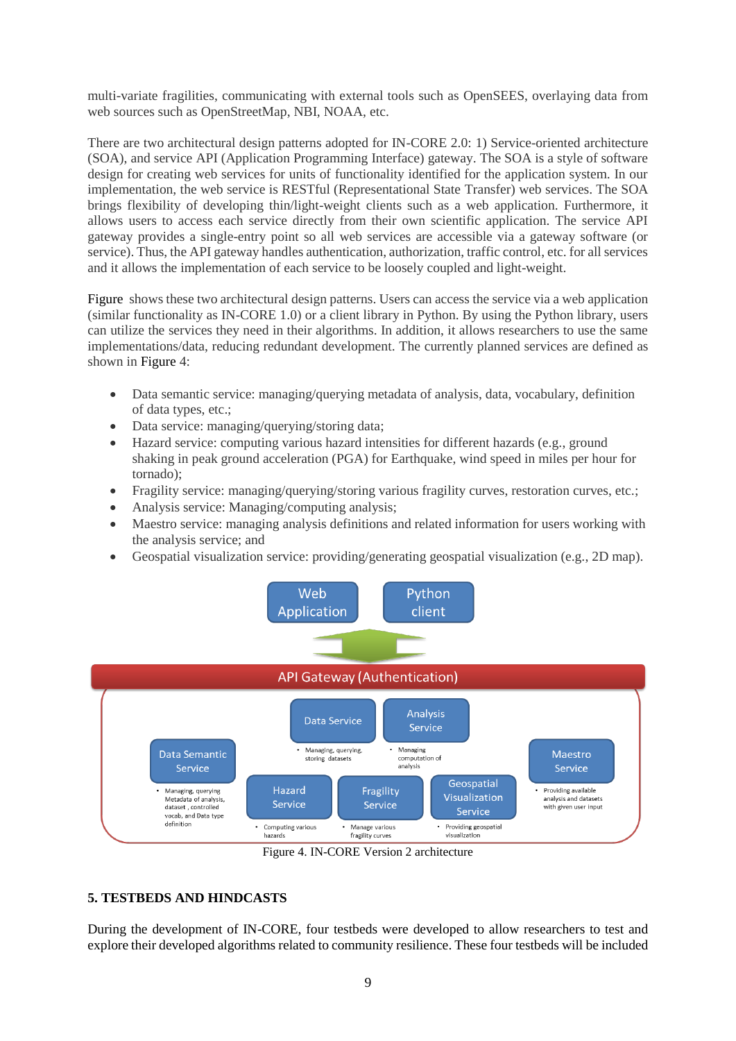multi-variate fragilities, communicating with external tools such as OpenSEES, overlaying data from web sources such as OpenStreetMap, NBI, NOAA, etc.

There are two architectural design patterns adopted for IN-CORE 2.0: 1) Service-oriented architecture (SOA), and service API (Application Programming Interface) gateway. The SOA is a style of software design for creating web services for units of functionality identified for the application system. In our implementation, the web service is RESTful (Representational State Transfer) web services. The SOA brings flexibility of developing thin/light-weight clients such as a web application. Furthermore, it allows users to access each service directly from their own scientific application. The service API gateway provides a single-entry point so all web services are accessible via a gateway software (or service). Thus, the API gateway handles authentication, authorization, traffic control, etc. for all services and it allows the implementation of each service to be loosely coupled and light-weight.

Figure shows these two architectural design patterns. Users can access the service via a web application (similar functionality as IN-CORE 1.0) or a client library in Python. By using the Python library, users can utilize the services they need in their algorithms. In addition, it allows researchers to use the same implementations/data, reducing redundant development. The currently planned services are defined as shown in Figure 4:

- Data semantic service: managing/querying metadata of analysis, data, vocabulary, definition of data types, etc.;
- Data service: managing/querying/storing data;
- Hazard service: computing various hazard intensities for different hazards (e.g., ground shaking in peak ground acceleration (PGA) for Earthquake, wind speed in miles per hour for tornado);
- Fragility service: managing/querying/storing various fragility curves, restoration curves, etc.;
- Analysis service: Managing/computing analysis;
- Maestro service: managing analysis definitions and related information for users working with the analysis service; and
- Geospatial visualization service: providing/generating geospatial visualization (e.g., 2D map).

Figure 4. IN-CORE Version 2 architecture

## 5. TESTBEDS AND HINDCASTS

During the development of IN-CORE, four testbeds were developed to allow researchers to test and explore their developed algorithms related to community resilience. These four testbeds will be included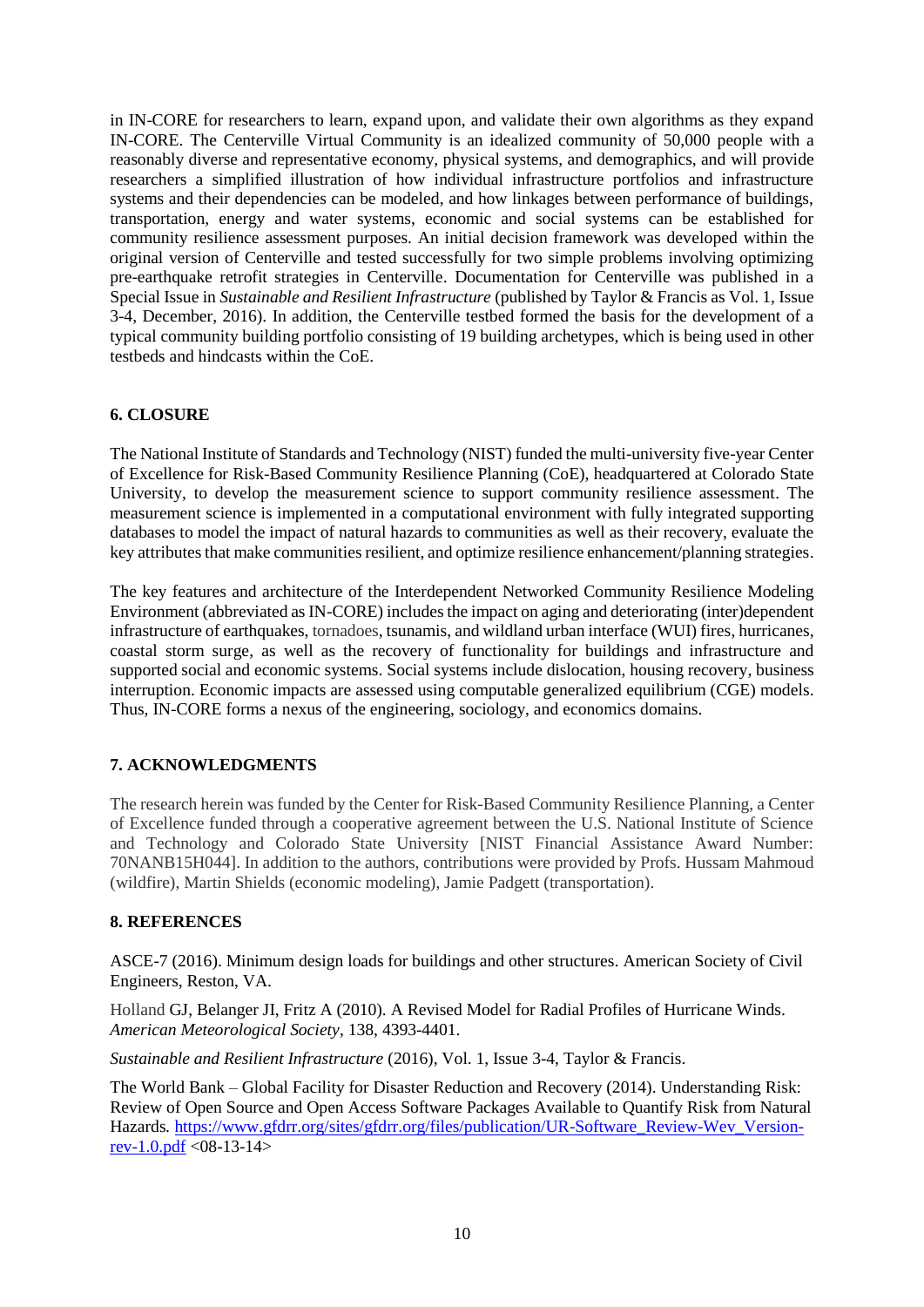in IN-CORE for researchers to learn, expand upon, and validate their own algorithms as they expand IN-CORE. The Centerville Virtual Community is an idealized community of 50,000 people with a reasonably diverse and representative economy, physical systems, and demographics, and will provide researchers a simplified illustration of how individual infrastructure portfolios and infrastructure systems and their dependencies can be modeled, and how linkages between performance of buildings, transportation, energy and water systems, economic and social systems can be established for community resilience assessment purposes. An initial decision framework was developed within the original version of Centerville and tested successfully for two simple problems involving optimizing pre-earthquake retrofit strategies in Centerville. Documentation for Centerville was published in a Special Issue in *Sustainable and Resilient Infrastructure* (published by Taylor & Francis as Vol. 1, Issue 3-4, December, 2016). In addition, the Centerville testbed formed the basis for the development of a typical community building portfolio consisting of 19 building archetypes, which is being used in other testbeds and hindcasts within the CoE.

## 6. CLOSURE

The National Institute of Standards and Technology (NIST) funded the multi-university five-year Center of Excellence for Risk-Based Community Resilience Planning (CoE), headquartered at Colorado State University, to develop the measurement science to support community resilience assessment. The measurement science is implemented in a computational environment with fully integrated supporting databases to model the impact of natural hazards to communities as well as their recovery, evaluate the key attributes that make communities resilient, and optimize resilience enhancement/planning strategies.

The key features and architecture of the Interdependent Networked Community Resilience Modeling Environment (abbreviated as IN-CORE) includes the impact on aging and deteriorating (inter)dependent infrastructure of earthquakes, tornadoes, tsunamis, and wildland urban interface (WUI) fires, hurricanes, coastal storm surge, as well as the recovery of functionality for buildings and infrastructure and supported social and economic systems. Social systems include dislocation, housing recovery, business interruption. Economic impacts are assessed using computable generalized equilibrium (CGE) models. Thus, IN-CORE forms a nexus of the engineering, sociology, and economics domains.

## 7. ACKNOWLEDGMENTS

The research herein was funded by the Center for Risk-Based Community Resilience Planning, a Center of Excellence funded through a cooperative agreement between the U.S. National Institute of Science and Technology and Colorado State University [NIST Financial Assistance Award Number: 70NANB15H044]. In addition to the authors, contributions were provided by Profs. Hussam Mahmoud (wildfire), Martin Shields (economic modeling), Jamie Padgett (transportation).

## 8. REFERENCES

ASCE-7 (2016). Minimum design loads for buildings and other structures. American Society of Civil Engineers, Reston, VA.

Holland GJ, Belanger JI, Fritz A (2010). A Revised Model for Radial Profiles of Hurricane Winds. *American Meteorological Society*, 138, 4393-4401.

*Sustainable and Resilient Infrastructure* (2016), Vol. 1, Issue 3-4, Taylor & Francis.

The World Bank – Global Facility for Disaster Reduction and Recovery (2014). Understanding Risk: Review of Open Source and Open Access Software Packages Available to Quantify Risk from Natural Hazards. https://www.gfdrr.org/sites/gfdrr.org/files/publication/UR-Software_Review-Wev_Version-rev-1.0.pdf <08-13-14>